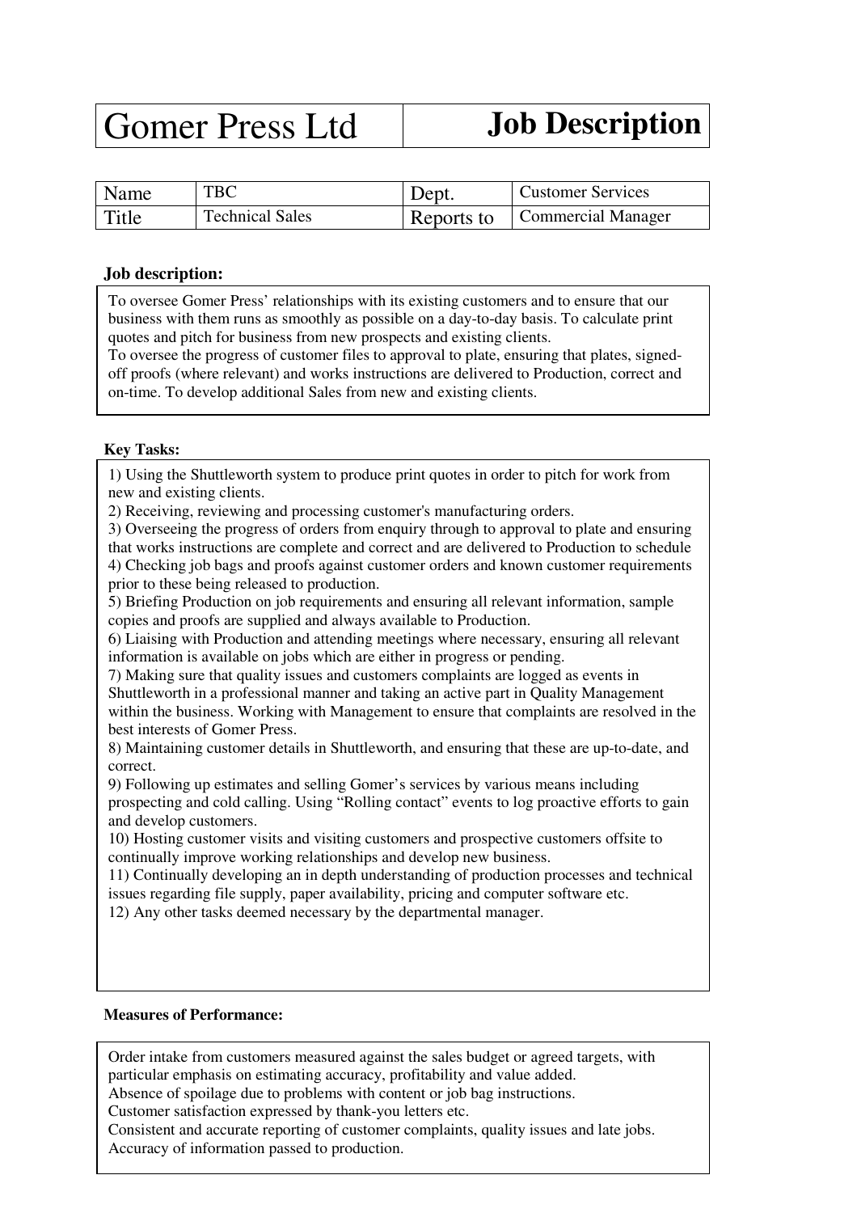| Gomer Press Ltd | **Job Description** |
|---|---|

| Name | TBC | Dept. | Customer Services |
|---|---|---|---|
| Title | Technical Sales | Reports to | Commercial Manager |

**Job description:**

To oversee Gomer Press' relationships with its existing customers and to ensure that our business with them runs as smoothly as possible on a day-to-day basis. To calculate print quotes and pitch for business from new prospects and existing clients.
To oversee the progress of customer files to approval to plate, ensuring that plates, signed-off proofs (where relevant) and works instructions are delivered to Production, correct and on-time. To develop additional Sales from new and existing clients.

**Key Tasks:**

1) Using the Shuttleworth system to produce print quotes in order to pitch for work from new and existing clients.
2) Receiving, reviewing and processing customer's manufacturing orders.
3) Overseeing the progress of orders from enquiry through to approval to plate and ensuring that works instructions are complete and correct and are delivered to Production to schedule
4) Checking job bags and proofs against customer orders and known customer requirements prior to these being released to production.
5) Briefing Production on job requirements and ensuring all relevant information, sample copies and proofs are supplied and always available to Production.
6) Liaising with Production and attending meetings where necessary, ensuring all relevant information is available on jobs which are either in progress or pending.
7) Making sure that quality issues and customers complaints are logged as events in Shuttleworth in a professional manner and taking an active part in Quality Management within the business. Working with Management to ensure that complaints are resolved in the best interests of Gomer Press.
8) Maintaining customer details in Shuttleworth, and ensuring that these are up-to-date, and correct.
9) Following up estimates and selling Gomer's services by various means including prospecting and cold calling. Using "Rolling contact" events to log proactive efforts to gain and develop customers.
10) Hosting customer visits and visiting customers and prospective customers offsite to continually improve working relationships and develop new business.
11) Continually developing an in depth understanding of production processes and technical issues regarding file supply, paper availability, pricing and computer software etc.
12) Any other tasks deemed necessary by the departmental manager.

**Measures of Performance:**

Order intake from customers measured against the sales budget or agreed targets, with particular emphasis on estimating accuracy, profitability and value added.
Absence of spoilage due to problems with content or job bag instructions.
Customer satisfaction expressed by thank-you letters etc.
Consistent and accurate reporting of customer complaints, quality issues and late jobs.
Accuracy of information passed to production.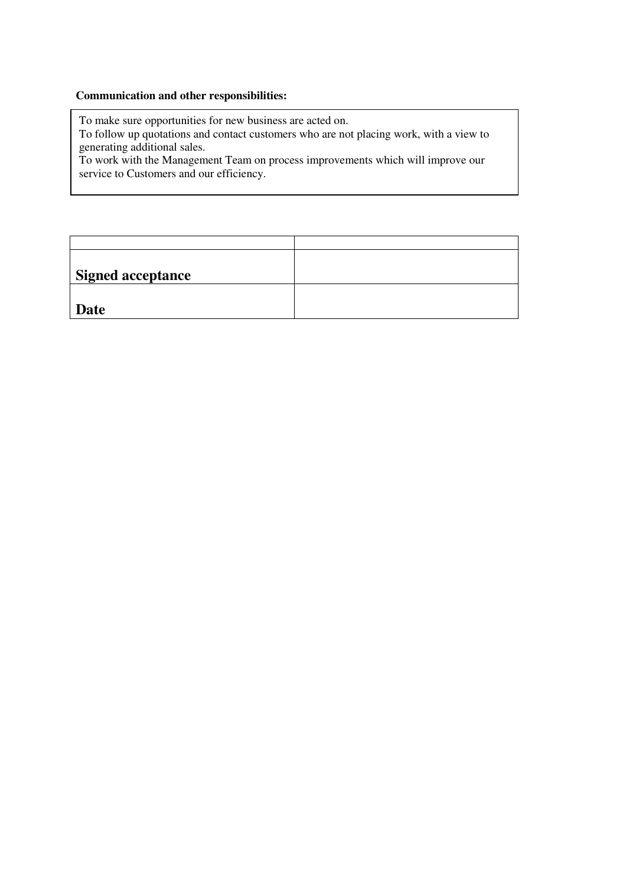**Communication and other responsibilities:**

To make sure opportunities for new business are acted on.
To follow up quotations and contact customers who are not placing work, with a view to generating additional sales.
To work with the Management Team on process improvements which will improve our service to Customers and our efficiency.

| | |
|---|---|
| **Signed acceptance** | |
| **Date** | |